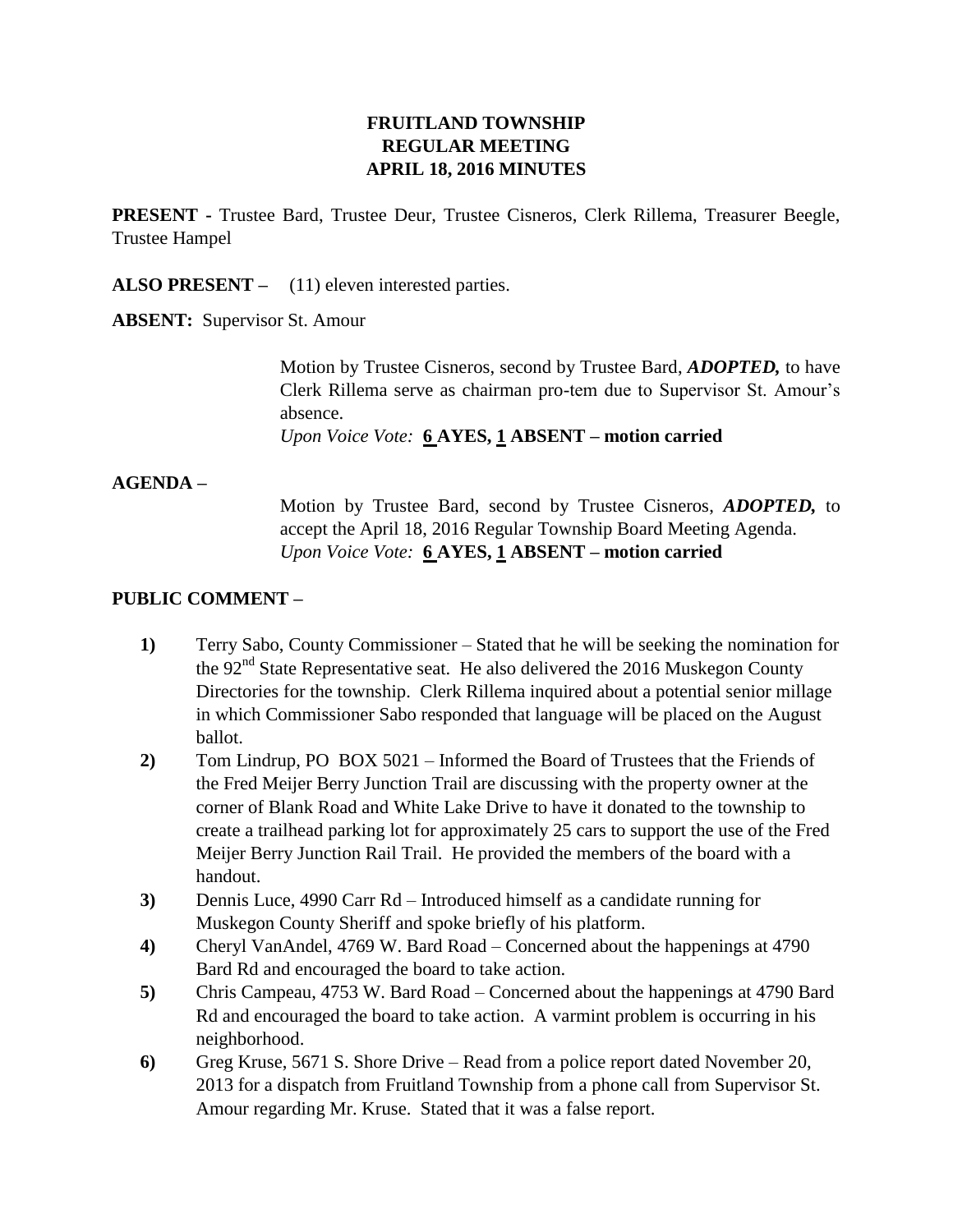# FRUITLAND TOWNSHIP
## REGULAR MEETING
## APRIL 18, 2016 MINUTES

**PRESENT -** Trustee Bard, Trustee Deur, Trustee Cisneros, Clerk Rillema, Treasurer Beegle, Trustee Hampel

**ALSO PRESENT –** (11) eleven interested parties.

**ABSENT:** Supervisor St. Amour

Motion by Trustee Cisneros, second by Trustee Bard, ***ADOPTED,*** to have Clerk Rillema serve as chairman pro-tem due to Supervisor St. Amour's absence.
*Upon Voice Vote:* **6 AYES, 1 ABSENT – motion carried**

**AGENDA –**

Motion by Trustee Bard, second by Trustee Cisneros, ***ADOPTED,*** to accept the April 18, 2016 Regular Township Board Meeting Agenda.
*Upon Voice Vote:* **6 AYES, 1 ABSENT – motion carried**

**PUBLIC COMMENT –**

**1)** Terry Sabo, County Commissioner – Stated that he will be seeking the nomination for the 92nd State Representative seat. He also delivered the 2016 Muskegon County Directories for the township. Clerk Rillema inquired about a potential senior millage in which Commissioner Sabo responded that language will be placed on the August ballot.

**2)** Tom Lindrup, PO BOX 5021 – Informed the Board of Trustees that the Friends of the Fred Meijer Berry Junction Trail are discussing with the property owner at the corner of Blank Road and White Lake Drive to have it donated to the township to create a trailhead parking lot for approximately 25 cars to support the use of the Fred Meijer Berry Junction Rail Trail. He provided the members of the board with a handout.

**3)** Dennis Luce, 4990 Carr Rd – Introduced himself as a candidate running for Muskegon County Sheriff and spoke briefly of his platform.

**4)** Cheryl VanAndel, 4769 W. Bard Road – Concerned about the happenings at 4790 Bard Rd and encouraged the board to take action.

**5)** Chris Campeau, 4753 W. Bard Road – Concerned about the happenings at 4790 Bard Rd and encouraged the board to take action. A varmint problem is occurring in his neighborhood.

**6)** Greg Kruse, 5671 S. Shore Drive – Read from a police report dated November 20, 2013 for a dispatch from Fruitland Township from a phone call from Supervisor St. Amour regarding Mr. Kruse. Stated that it was a false report.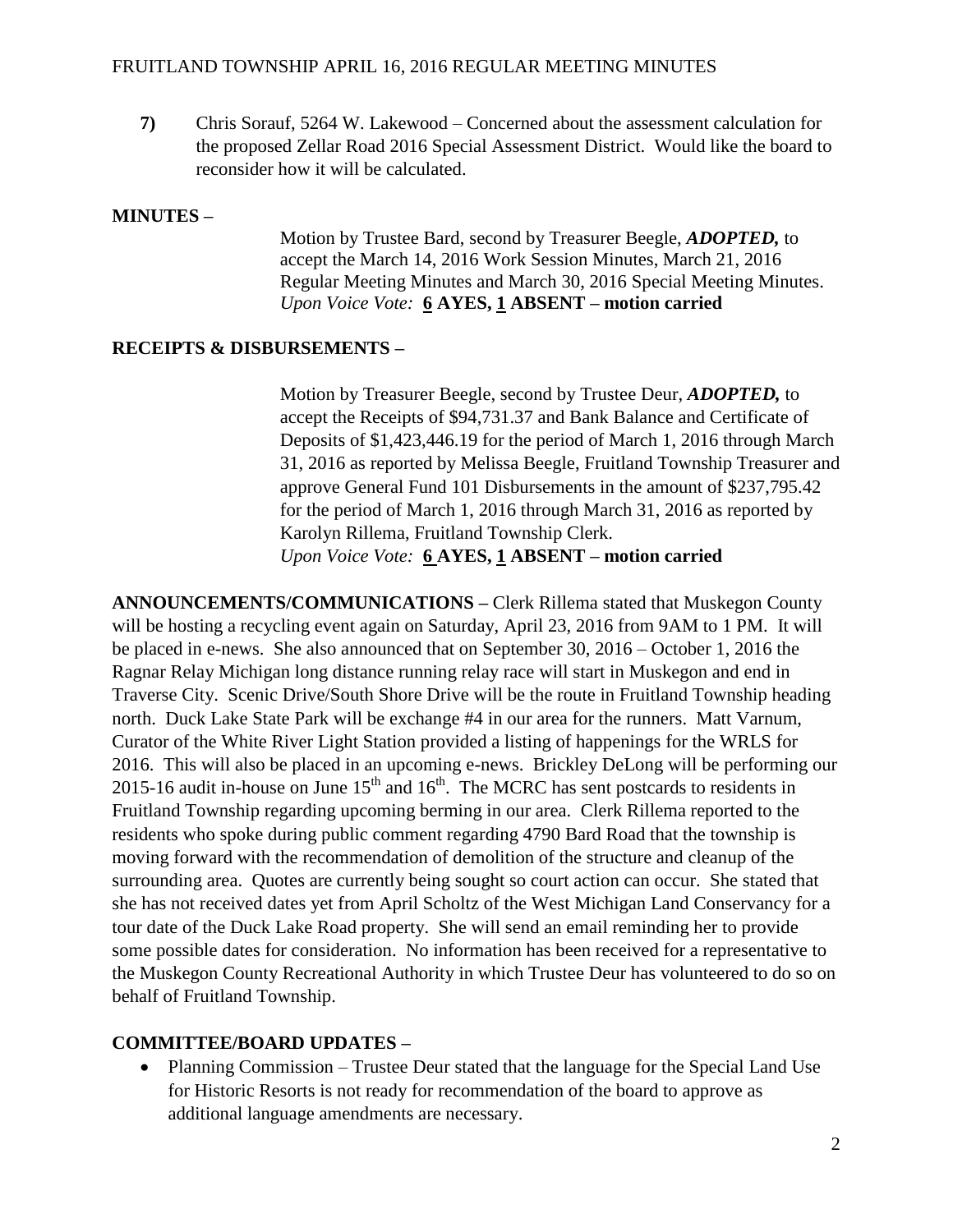**7)** Chris Sorauf, 5264 W. Lakewood – Concerned about the assessment calculation for the proposed Zellar Road 2016 Special Assessment District. Would like the board to reconsider how it will be calculated.

**MINUTES –**

Motion by Trustee Bard, second by Treasurer Beegle, ***ADOPTED,*** to accept the March 14, 2016 Work Session Minutes, March 21, 2016 Regular Meeting Minutes and March 30, 2016 Special Meeting Minutes. *Upon Voice Vote:* **6 AYES, 1 ABSENT – motion carried**

**RECEIPTS & DISBURSEMENTS –**

Motion by Treasurer Beegle, second by Trustee Deur, ***ADOPTED,*** to accept the Receipts of $94,731.37 and Bank Balance and Certificate of Deposits of $1,423,446.19 for the period of March 1, 2016 through March 31, 2016 as reported by Melissa Beegle, Fruitland Township Treasurer and approve General Fund 101 Disbursements in the amount of $237,795.42 for the period of March 1, 2016 through March 31, 2016 as reported by Karolyn Rillema, Fruitland Township Clerk.
*Upon Voice Vote:* **6 AYES, 1 ABSENT – motion carried**

**ANNOUNCEMENTS/COMMUNICATIONS –** Clerk Rillema stated that Muskegon County will be hosting a recycling event again on Saturday, April 23, 2016 from 9AM to 1 PM. It will be placed in e-news. She also announced that on September 30, 2016 – October 1, 2016 the Ragnar Relay Michigan long distance running relay race will start in Muskegon and end in Traverse City. Scenic Drive/South Shore Drive will be the route in Fruitland Township heading north. Duck Lake State Park will be exchange #4 in our area for the runners. Matt Varnum, Curator of the White River Light Station provided a listing of happenings for the WRLS for 2016. This will also be placed in an upcoming e-news. Brickley DeLong will be performing our 2015-16 audit in-house on June 15th and 16th. The MCRC has sent postcards to residents in Fruitland Township regarding upcoming berming in our area. Clerk Rillema reported to the residents who spoke during public comment regarding 4790 Bard Road that the township is moving forward with the recommendation of demolition of the structure and cleanup of the surrounding area. Quotes are currently being sought so court action can occur. She stated that she has not received dates yet from April Scholtz of the West Michigan Land Conservancy for a tour date of the Duck Lake Road property. She will send an email reminding her to provide some possible dates for consideration. No information has been received for a representative to the Muskegon County Recreational Authority in which Trustee Deur has volunteered to do so on behalf of Fruitland Township.

**COMMITTEE/BOARD UPDATES –**

- Planning Commission – Trustee Deur stated that the language for the Special Land Use for Historic Resorts is not ready for recommendation of the board to approve as additional language amendments are necessary.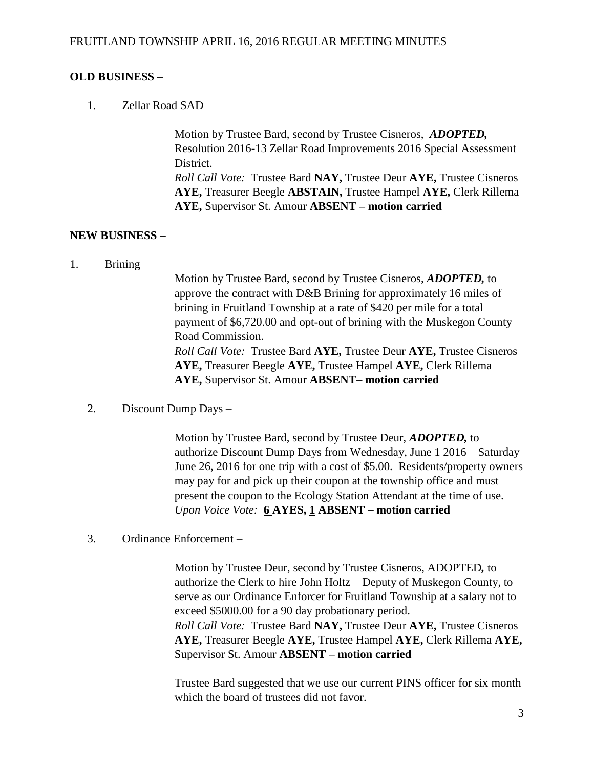**OLD BUSINESS –**

1. Zellar Road SAD –

   Motion by Trustee Bard, second by Trustee Cisneros, ***ADOPTED,*** Resolution 2016-13 Zellar Road Improvements 2016 Special Assessment District.
   *Roll Call Vote:* Trustee Bard **NAY,** Trustee Deur **AYE,** Trustee Cisneros **AYE,** Treasurer Beegle **ABSTAIN,** Trustee Hampel **AYE,** Clerk Rillema **AYE,** Supervisor St. Amour **ABSENT – motion carried**

**NEW BUSINESS –**

1. Brining –

   Motion by Trustee Bard, second by Trustee Cisneros, ***ADOPTED,*** to approve the contract with D&B Brining for approximately 16 miles of brining in Fruitland Township at a rate of $420 per mile for a total payment of $6,720.00 and opt-out of brining with the Muskegon County Road Commission.
   *Roll Call Vote:* Trustee Bard **AYE,** Trustee Deur **AYE,** Trustee Cisneros **AYE,** Treasurer Beegle **AYE,** Trustee Hampel **AYE,** Clerk Rillema **AYE,** Supervisor St. Amour **ABSENT– motion carried**

2. Discount Dump Days –

   Motion by Trustee Bard, second by Trustee Deur, ***ADOPTED,*** to authorize Discount Dump Days from Wednesday, June 1 2016 – Saturday June 26, 2016 for one trip with a cost of $5.00. Residents/property owners may pay for and pick up their coupon at the township office and must present the coupon to the Ecology Station Attendant at the time of use.
   *Upon Voice Vote:* **6 AYES, 1 ABSENT – motion carried**

3. Ordinance Enforcement –

   Motion by Trustee Deur, second by Trustee Cisneros, ADOPTED*,* to authorize the Clerk to hire John Holtz – Deputy of Muskegon County, to serve as our Ordinance Enforcer for Fruitland Township at a salary not to exceed $5000.00 for a 90 day probationary period.
   *Roll Call Vote:* Trustee Bard **NAY,** Trustee Deur **AYE,** Trustee Cisneros **AYE,** Treasurer Beegle **AYE,** Trustee Hampel **AYE,** Clerk Rillema **AYE,** Supervisor St. Amour **ABSENT – motion carried**

   Trustee Bard suggested that we use our current PINS officer for six month which the board of trustees did not favor.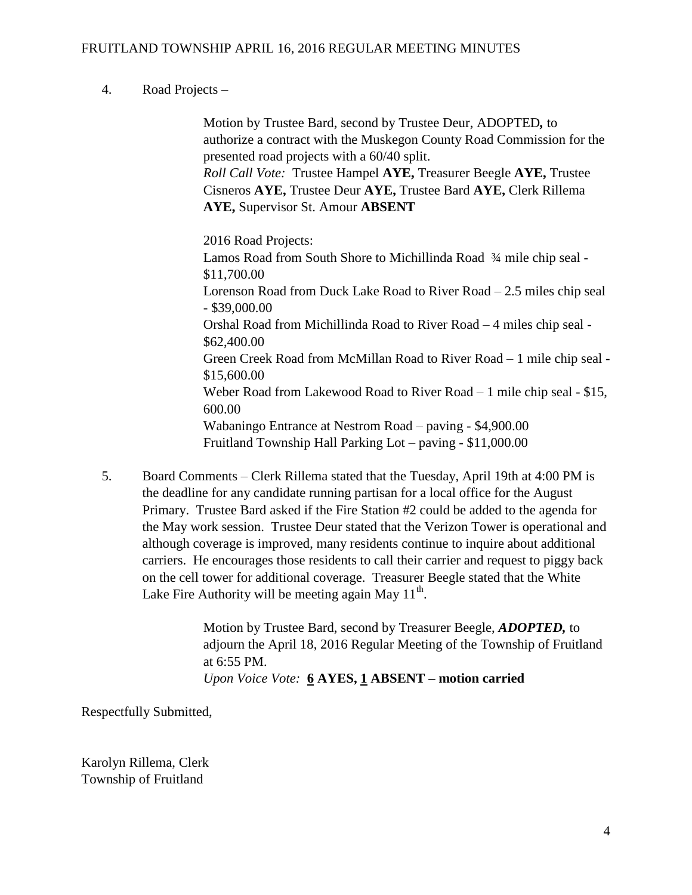4. Road Projects –

 Motion by Trustee Bard, second by Trustee Deur, ADOPTED**,** to authorize a contract with the Muskegon County Road Commission for the presented road projects with a 60/40 split.
 *Roll Call Vote:* Trustee Hampel **AYE,** Treasurer Beegle **AYE,** Trustee Cisneros **AYE,** Trustee Deur **AYE,** Trustee Bard **AYE,** Clerk Rillema **AYE,** Supervisor St. Amour **ABSENT**

 2016 Road Projects:
 Lamos Road from South Shore to Michillinda Road ¾ mile chip seal - $11,700.00
 Lorenson Road from Duck Lake Road to River Road – 2.5 miles chip seal - $39,000.00
 Orshal Road from Michillinda Road to River Road – 4 miles chip seal - $62,400.00
 Green Creek Road from McMillan Road to River Road – 1 mile chip seal - $15,600.00
 Weber Road from Lakewood Road to River Road – 1 mile chip seal - $15, 600.00
 Wabaningo Entrance at Nestrom Road – paving - $4,900.00
 Fruitland Township Hall Parking Lot – paving - $11,000.00

5. Board Comments – Clerk Rillema stated that the Tuesday, April 19th at 4:00 PM is the deadline for any candidate running partisan for a local office for the August Primary. Trustee Bard asked if the Fire Station #2 could be added to the agenda for the May work session. Trustee Deur stated that the Verizon Tower is operational and although coverage is improved, many residents continue to inquire about additional carriers. He encourages those residents to call their carrier and request to piggy back on the cell tower for additional coverage. Treasurer Beegle stated that the White Lake Fire Authority will be meeting again May 11th.

 Motion by Trustee Bard, second by Treasurer Beegle, ***ADOPTED,*** to adjourn the April 18, 2016 Regular Meeting of the Township of Fruitland at 6:55 PM.
 *Upon Voice Vote:* **6 AYES, 1 ABSENT – motion carried**

Respectfully Submitted,

Karolyn Rillema, Clerk
Township of Fruitland